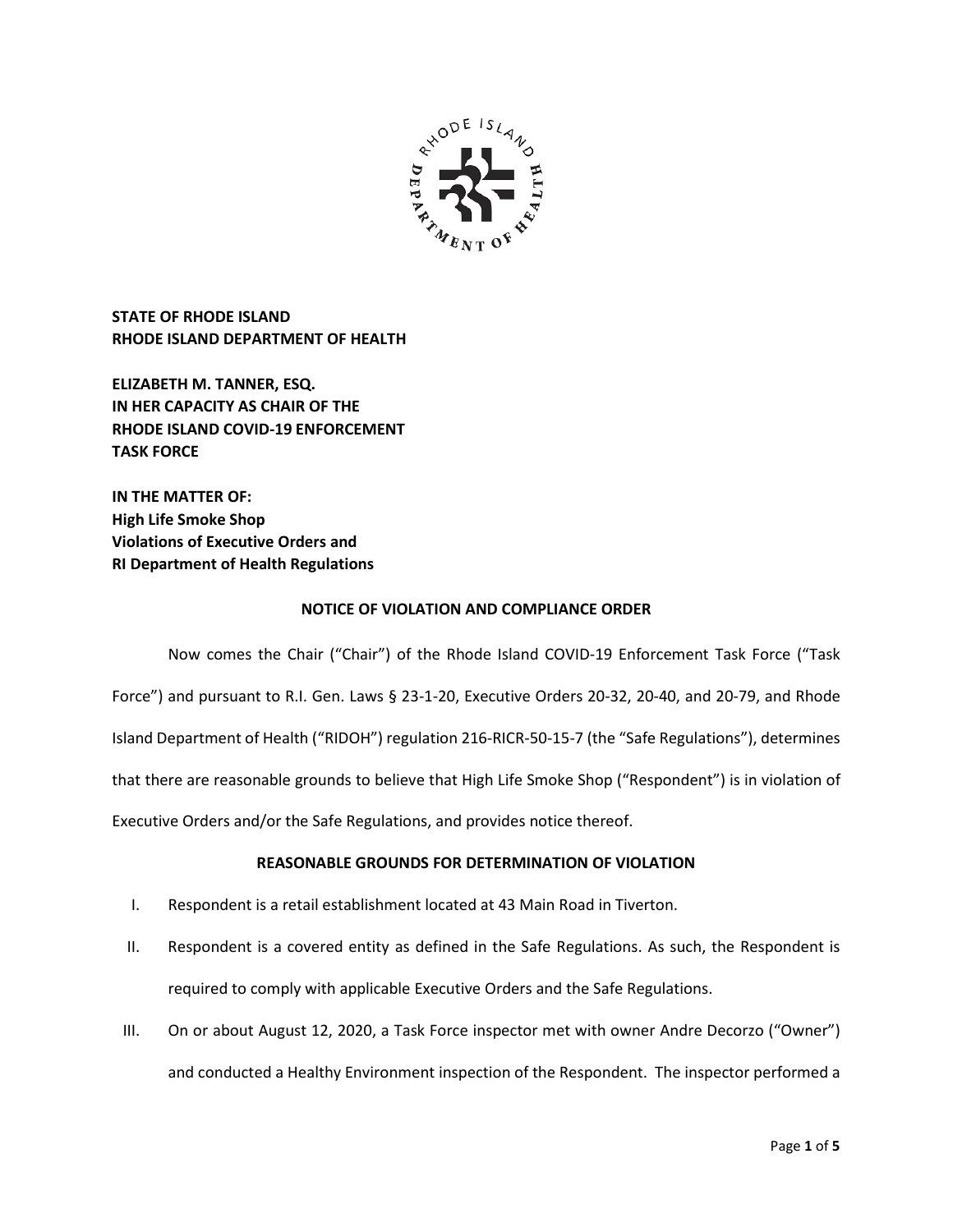**STATE OF RHODE ISLAND**
**RHODE ISLAND DEPARTMENT OF HEALTH**

**ELIZABETH M. TANNER, ESQ.**
**IN HER CAPACITY AS CHAIR OF THE**
**RHODE ISLAND COVID-19 ENFORCEMENT**
**TASK FORCE**

**IN THE MATTER OF:**
**High Life Smoke Shop**
**Violations of Executive Orders and**
**RI Department of Health Regulations**

**NOTICE OF VIOLATION AND COMPLIANCE ORDER**

Now comes the Chair ("Chair") of the Rhode Island COVID-19 Enforcement Task Force ("Task Force") and pursuant to R.I. Gen. Laws § 23-1-20, Executive Orders 20-32, 20-40, and 20-79, and Rhode Island Department of Health ("RIDOH") regulation 216-RICR-50-15-7 (the "Safe Regulations"), determines that there are reasonable grounds to believe that High Life Smoke Shop ("Respondent") is in violation of Executive Orders and/or the Safe Regulations, and provides notice thereof.

**REASONABLE GROUNDS FOR DETERMINATION OF VIOLATION**

I. Respondent is a retail establishment located at 43 Main Road in Tiverton.

II. Respondent is a covered entity as defined in the Safe Regulations. As such, the Respondent is required to comply with applicable Executive Orders and the Safe Regulations.

III. On or about August 12, 2020, a Task Force inspector met with owner Andre Decorzo ("Owner") and conducted a Healthy Environment inspection of the Respondent. The inspector performed a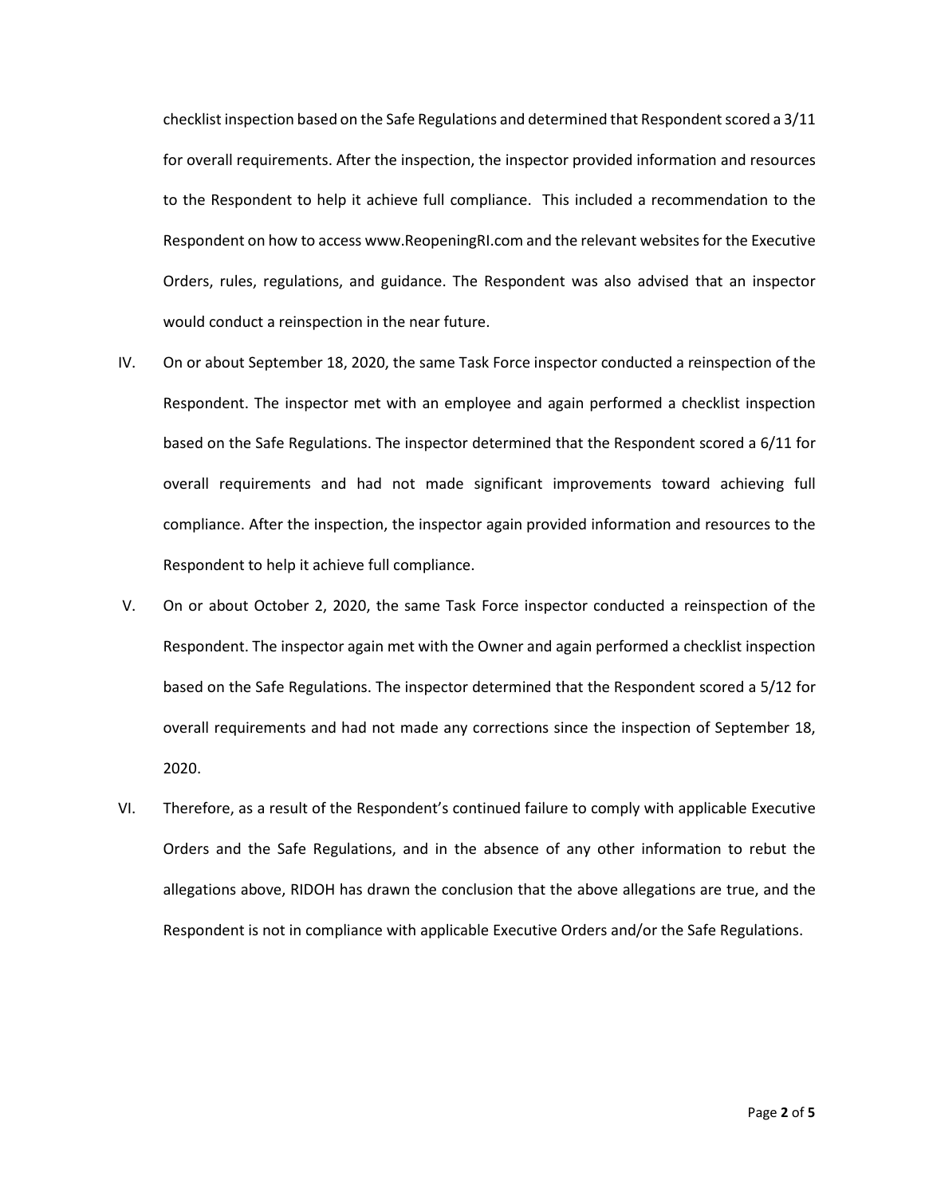checklist inspection based on the Safe Regulations and determined that Respondent scored a 3/11 for overall requirements. After the inspection, the inspector provided information and resources to the Respondent to help it achieve full compliance. This included a recommendation to the Respondent on how to access www.ReopeningRI.com and the relevant websites for the Executive Orders, rules, regulations, and guidance. The Respondent was also advised that an inspector would conduct a reinspection in the near future.

IV. On or about September 18, 2020, the same Task Force inspector conducted a reinspection of the Respondent. The inspector met with an employee and again performed a checklist inspection based on the Safe Regulations. The inspector determined that the Respondent scored a 6/11 for overall requirements and had not made significant improvements toward achieving full compliance. After the inspection, the inspector again provided information and resources to the Respondent to help it achieve full compliance.

V. On or about October 2, 2020, the same Task Force inspector conducted a reinspection of the Respondent. The inspector again met with the Owner and again performed a checklist inspection based on the Safe Regulations. The inspector determined that the Respondent scored a 5/12 for overall requirements and had not made any corrections since the inspection of September 18, 2020.

VI. Therefore, as a result of the Respondent's continued failure to comply with applicable Executive Orders and the Safe Regulations, and in the absence of any other information to rebut the allegations above, RIDOH has drawn the conclusion that the above allegations are true, and the Respondent is not in compliance with applicable Executive Orders and/or the Safe Regulations.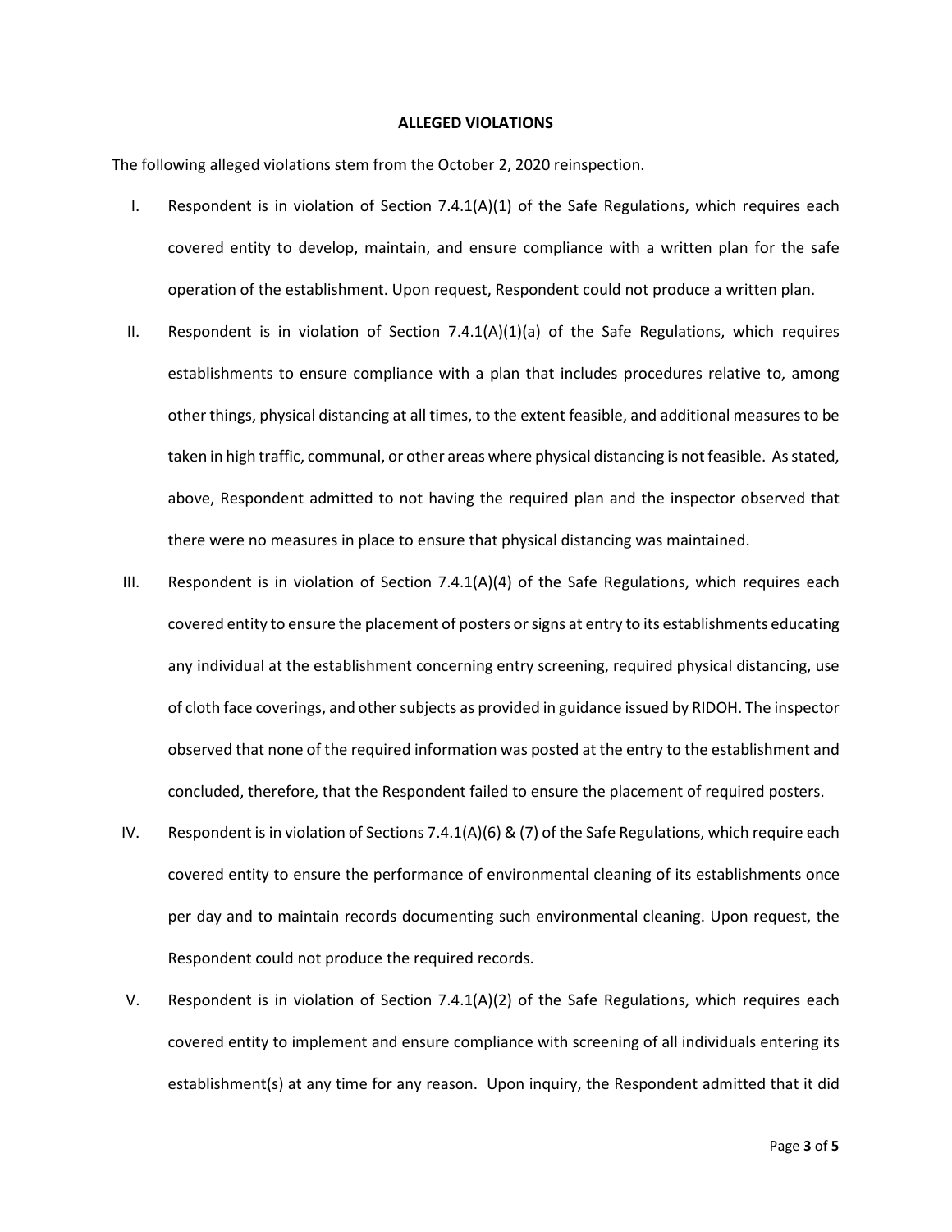**ALLEGED VIOLATIONS**

The following alleged violations stem from the October 2, 2020 reinspection.

I. Respondent is in violation of Section 7.4.1(A)(1) of the Safe Regulations, which requires each covered entity to develop, maintain, and ensure compliance with a written plan for the safe operation of the establishment. Upon request, Respondent could not produce a written plan.

II. Respondent is in violation of Section 7.4.1(A)(1)(a) of the Safe Regulations, which requires establishments to ensure compliance with a plan that includes procedures relative to, among other things, physical distancing at all times, to the extent feasible, and additional measures to be taken in high traffic, communal, or other areas where physical distancing is not feasible. As stated, above, Respondent admitted to not having the required plan and the inspector observed that there were no measures in place to ensure that physical distancing was maintained.

III. Respondent is in violation of Section 7.4.1(A)(4) of the Safe Regulations, which requires each covered entity to ensure the placement of posters or signs at entry to its establishments educating any individual at the establishment concerning entry screening, required physical distancing, use of cloth face coverings, and other subjects as provided in guidance issued by RIDOH. The inspector observed that none of the required information was posted at the entry to the establishment and concluded, therefore, that the Respondent failed to ensure the placement of required posters.

IV. Respondent is in violation of Sections 7.4.1(A)(6) & (7) of the Safe Regulations, which require each covered entity to ensure the performance of environmental cleaning of its establishments once per day and to maintain records documenting such environmental cleaning. Upon request, the Respondent could not produce the required records.

V. Respondent is in violation of Section 7.4.1(A)(2) of the Safe Regulations, which requires each covered entity to implement and ensure compliance with screening of all individuals entering its establishment(s) at any time for any reason. Upon inquiry, the Respondent admitted that it did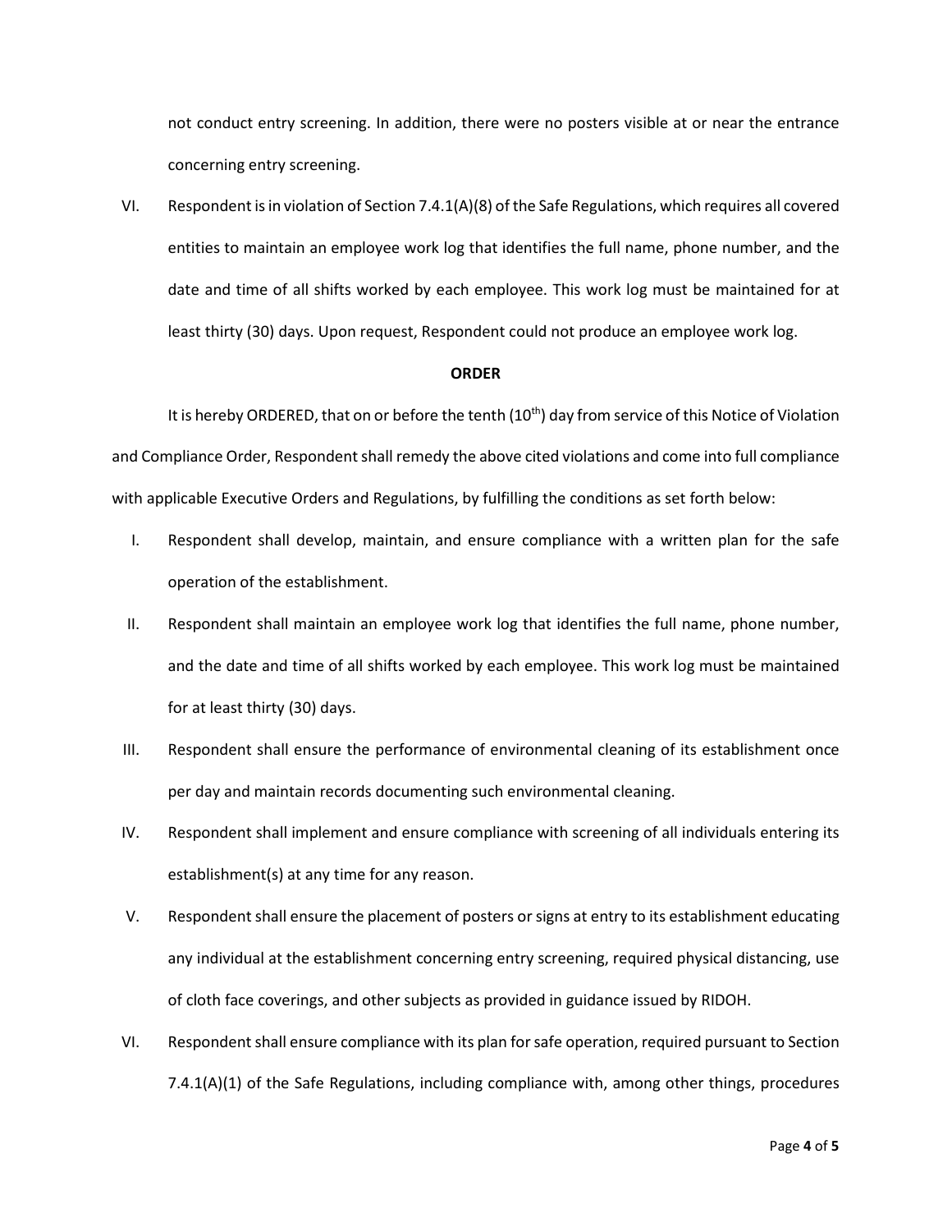not conduct entry screening. In addition, there were no posters visible at or near the entrance concerning entry screening.

VI. Respondent is in violation of Section 7.4.1(A)(8) of the Safe Regulations, which requires all covered entities to maintain an employee work log that identifies the full name, phone number, and the date and time of all shifts worked by each employee. This work log must be maintained for at least thirty (30) days. Upon request, Respondent could not produce an employee work log.

**ORDER**

It is hereby ORDERED, that on or before the tenth (10th) day from service of this Notice of Violation and Compliance Order, Respondent shall remedy the above cited violations and come into full compliance with applicable Executive Orders and Regulations, by fulfilling the conditions as set forth below:

I. Respondent shall develop, maintain, and ensure compliance with a written plan for the safe operation of the establishment.

II. Respondent shall maintain an employee work log that identifies the full name, phone number, and the date and time of all shifts worked by each employee. This work log must be maintained for at least thirty (30) days.

III. Respondent shall ensure the performance of environmental cleaning of its establishment once per day and maintain records documenting such environmental cleaning.

IV. Respondent shall implement and ensure compliance with screening of all individuals entering its establishment(s) at any time for any reason.

V. Respondent shall ensure the placement of posters or signs at entry to its establishment educating any individual at the establishment concerning entry screening, required physical distancing, use of cloth face coverings, and other subjects as provided in guidance issued by RIDOH.

VI. Respondent shall ensure compliance with its plan for safe operation, required pursuant to Section 7.4.1(A)(1) of the Safe Regulations, including compliance with, among other things, procedures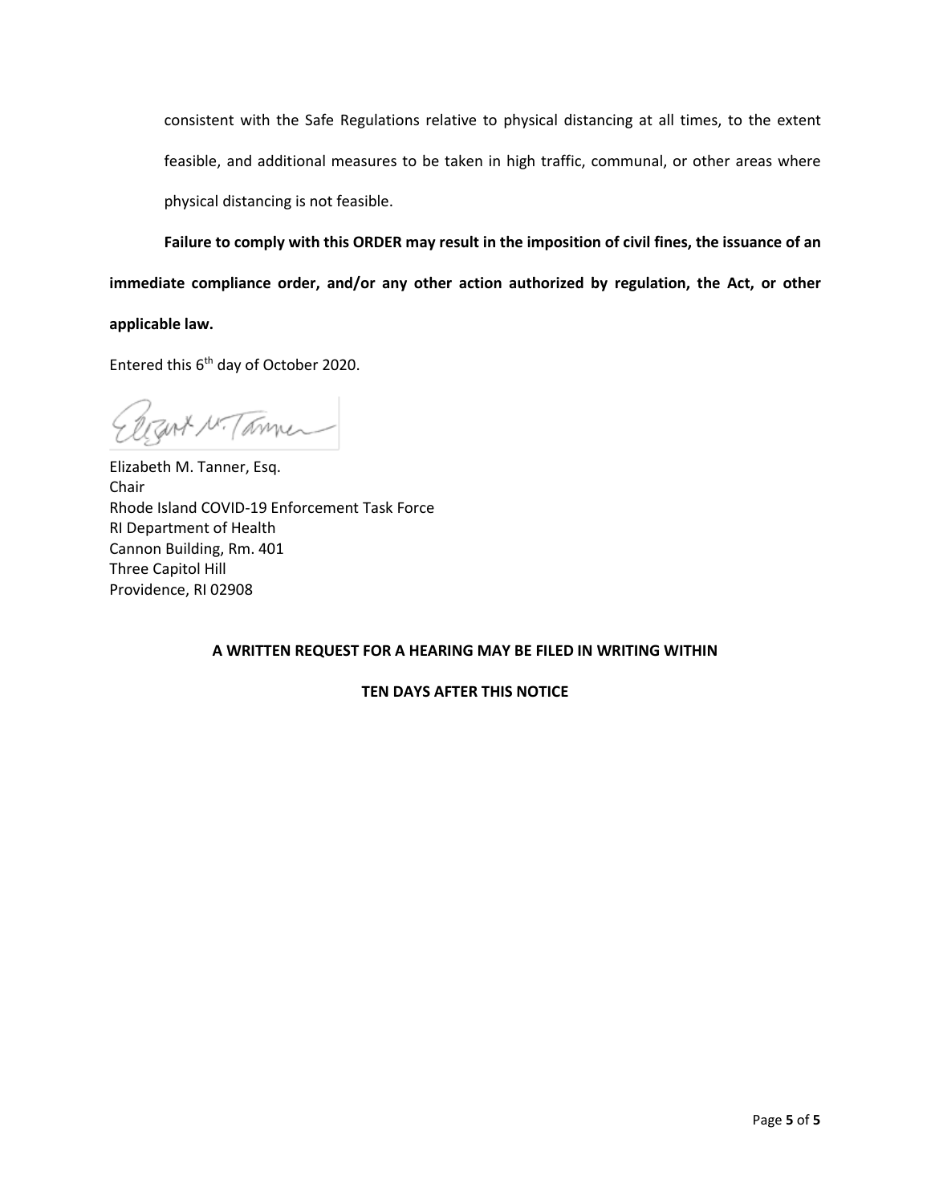consistent with the Safe Regulations relative to physical distancing at all times, to the extent feasible, and additional measures to be taken in high traffic, communal, or other areas where physical distancing is not feasible.

**Failure to comply with this ORDER may result in the imposition of civil fines, the issuance of an immediate compliance order, and/or any other action authorized by regulation, the Act, or other applicable law.**

Entered this 6th day of October 2020.

Elizabeth M. Tanner, Esq.
Chair
Rhode Island COVID-19 Enforcement Task Force
RI Department of Health
Cannon Building, Rm. 401
Three Capitol Hill
Providence, RI 02908

**A WRITTEN REQUEST FOR A HEARING MAY BE FILED IN WRITING WITHIN**

**TEN DAYS AFTER THIS NOTICE**